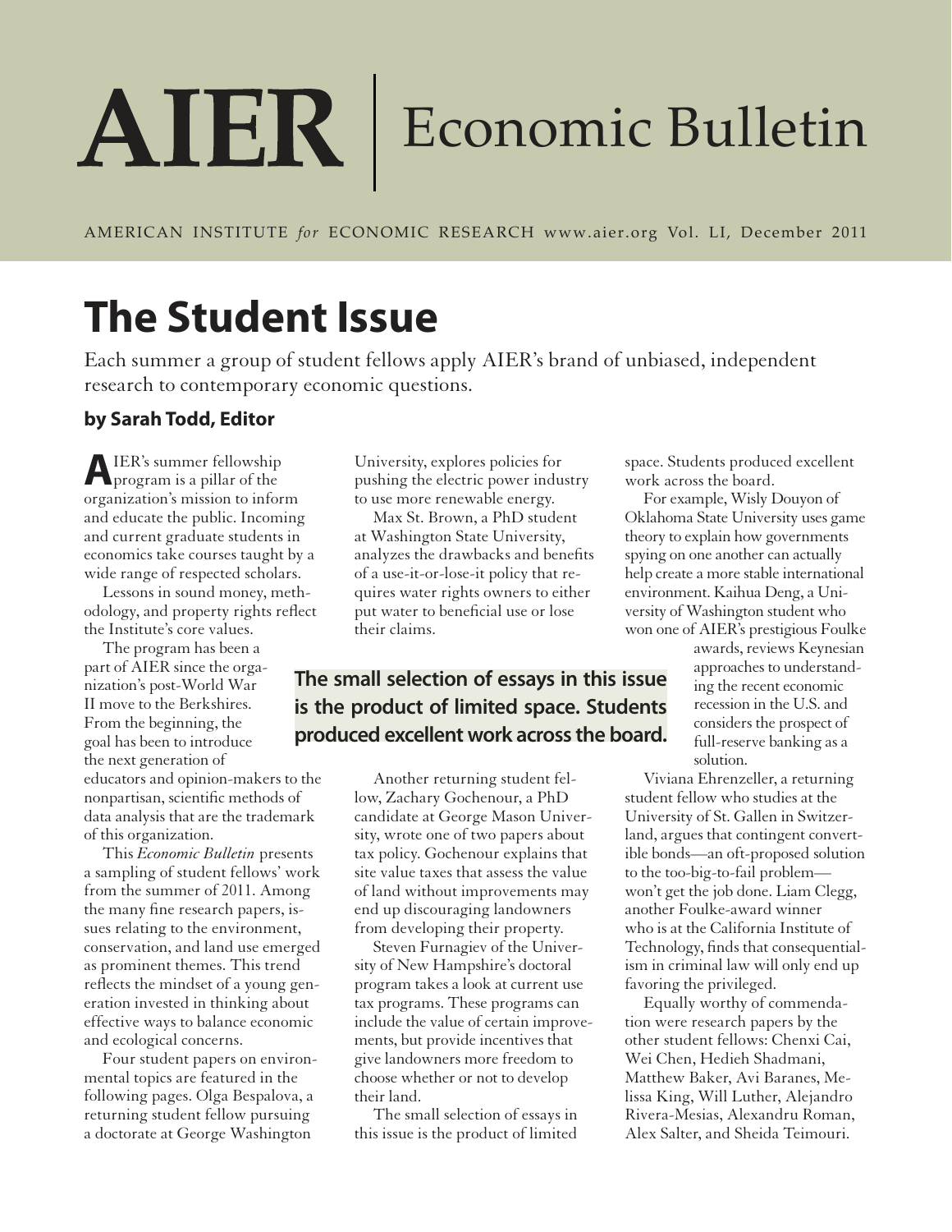# AIER | Economic Bulletin

AMERICAN INSTITUTE *for* ECONOMIC RESEARCH www.aier.org Vol. LI, December 2011

## The Student Issue

Each summer a group of student fellows apply AIER's brand of unbiased, independent research to contemporary economic questions.

**by Sarah Todd, Editor**

AIER's summer fellowship program is a pillar of the organization's mission to inform and educate the public. Incoming and current graduate students in economics take courses taught by a wide range of respected scholars.

Lessons in sound money, methodology, and property rights reflect the Institute's core values.

The program has been a part of AIER since the organization's post-World War II move to the Berkshires. From the beginning, the goal has been to introduce the next generation of educators and opinion-makers to the nonpartisan, scientific methods of data analysis that are the trademark of this organization.

This *Economic Bulletin* presents a sampling of student fellows' work from the summer of 2011. Among the many fine research papers, issues relating to the environment, conservation, and land use emerged as prominent themes. This trend reflects the mindset of a young generation invested in thinking about effective ways to balance economic and ecological concerns.

Four student papers on environmental topics are featured in the following pages. Olga Bespalova, a returning student fellow pursuing a doctorate at George Washington University, explores policies for pushing the electric power industry to use more renewable energy.

Max St. Brown, a PhD student at Washington State University, analyzes the drawbacks and benefits of a use-it-or-lose-it policy that requires water rights owners to either put water to beneficial use or lose their claims.

**The small selection of essays in this issue is the product of limited space. Students produced excellent work across the board.**

Another returning student fellow, Zachary Gochenour, a PhD candidate at George Mason University, wrote one of two papers about tax policy. Gochenour explains that site value taxes that assess the value of land without improvements may end up discouraging landowners from developing their property.

Steven Furnagiev of the University of New Hampshire's doctoral program takes a look at current use tax programs. These programs can include the value of certain improvements, but provide incentives that give landowners more freedom to choose whether or not to develop their land.

The small selection of essays in this issue is the product of limited space. Students produced excellent work across the board.

For example, Wisly Douyon of Oklahoma State University uses game theory to explain how governments spying on one another can actually help create a more stable international environment. Kaihua Deng, a University of Washington student who won one of AIER's prestigious Foulke awards, reviews Keynesian approaches to understanding the recent economic recession in the U.S. and considers the prospect of full-reserve banking as a solution.

Viviana Ehrenzeller, a returning student fellow who studies at the University of St. Gallen in Switzerland, argues that contingent convertible bonds—an oft-proposed solution to the too-big-to-fail problem—won't get the job done. Liam Clegg, another Foulke-award winner who is at the California Institute of Technology, finds that consequentialism in criminal law will only end up favoring the privileged.

Equally worthy of commendation were research papers by the other student fellows: Chenxi Cai, Wei Chen, Hedieh Shadmani, Matthew Baker, Avi Baranes, Melissa King, Will Luther, Alejandro Rivera-Mesias, Alexandru Roman, Alex Salter, and Sheida Teimouri.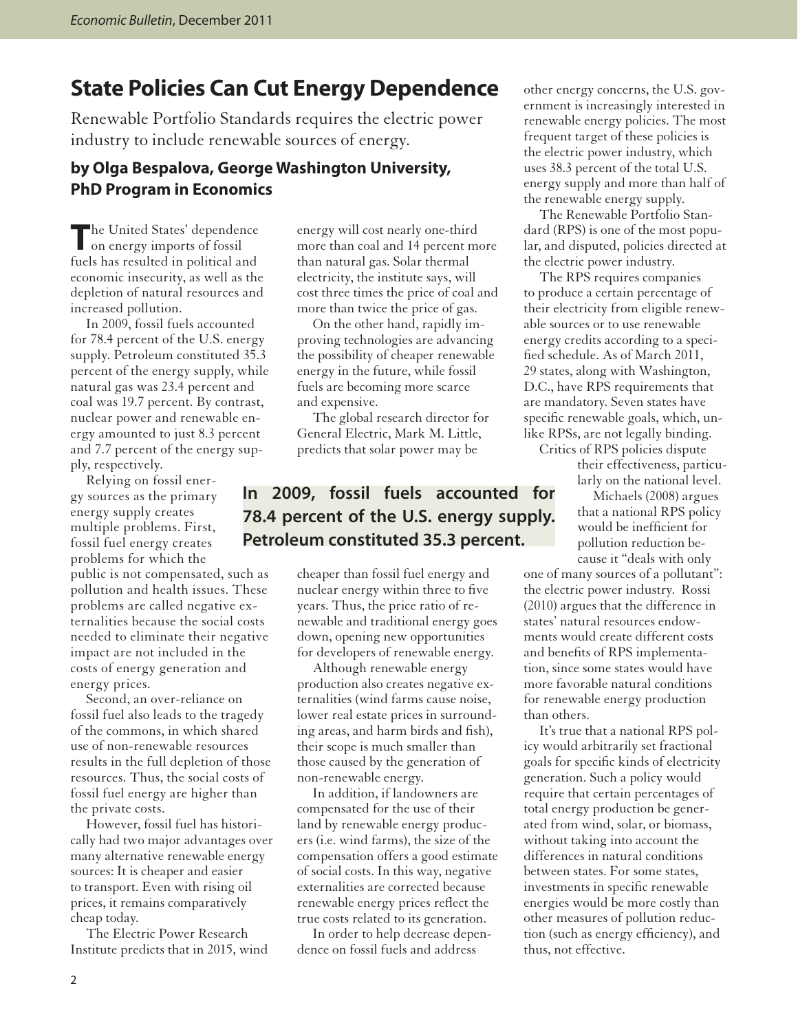# State Policies Can Cut Energy Dependence

Renewable Portfolio Standards requires the electric power industry to include renewable sources of energy.

**by Olga Bespalova, George Washington University, PhD Program in Economics**

The United States' dependence on energy imports of fossil fuels has resulted in political and economic insecurity, as well as the depletion of natural resources and increased pollution.

In 2009, fossil fuels accounted for 78.4 percent of the U.S. energy supply. Petroleum constituted 35.3 percent of the energy supply, while natural gas was 23.4 percent and coal was 19.7 percent. By contrast, nuclear power and renewable energy amounted to just 8.3 percent and 7.7 percent of the energy supply, respectively.

Relying on fossil energy sources as the primary energy supply creates multiple problems. First, fossil fuel energy creates problems for which the public is not compensated, such as pollution and health issues. These problems are called negative externalities because the social costs needed to eliminate their negative impact are not included in the costs of energy generation and energy prices.

Second, an over-reliance on fossil fuel also leads to the tragedy of the commons, in which shared use of non-renewable resources results in the full depletion of those resources. Thus, the social costs of fossil fuel energy are higher than the private costs.

However, fossil fuel has historically had two major advantages over many alternative renewable energy sources: It is cheaper and easier to transport. Even with rising oil prices, it remains comparatively cheap today.

The Electric Power Research Institute predicts that in 2015, wind energy will cost nearly one-third more than coal and 14 percent more than natural gas. Solar thermal electricity, the institute says, will cost three times the price of coal and more than twice the price of gas.

On the other hand, rapidly improving technologies are advancing the possibility of cheaper renewable energy in the future, while fossil fuels are becoming more scarce and expensive.

The global research director for General Electric, Mark M. Little, predicts that solar power may be cheaper than fossil fuel energy and nuclear energy within three to five years. Thus, the price ratio of renewable and traditional energy goes down, opening new opportunities for developers of renewable energy.

**In 2009, fossil fuels accounted for 78.4 percent of the U.S. energy supply. Petroleum constituted 35.3 percent.**

Although renewable energy production also creates negative externalities (wind farms cause noise, lower real estate prices in surrounding areas, and harm birds and fish), their scope is much smaller than those caused by the generation of non-renewable energy.

In addition, if landowners are compensated for the use of their land by renewable energy producers (i.e. wind farms), the size of the compensation offers a good estimate of social costs. In this way, negative externalities are corrected because renewable energy prices reflect the true costs related to its generation.

In order to help decrease dependence on fossil fuels and address other energy concerns, the U.S. government is increasingly interested in renewable energy policies. The most frequent target of these policies is the electric power industry, which uses 38.3 percent of the total U.S. energy supply and more than half of the renewable energy supply.

The Renewable Portfolio Standard (RPS) is one of the most popular, and disputed, policies directed at the electric power industry.

The RPS requires companies to produce a certain percentage of their electricity from eligible renewable sources or to use renewable energy credits according to a specified schedule. As of March 2011, 29 states, along with Washington, D.C., have RPS requirements that are mandatory. Seven states have specific renewable goals, which, unlike RPSs, are not legally binding.

Critics of RPS policies dispute their effectiveness, particularly on the national level.

Michaels (2008) argues that a national RPS policy would be inefficient for pollution reduction because it "deals with only one of many sources of a pollutant": the electric power industry. Rossi (2010) argues that the difference in states' natural resources endowments would create different costs and benefits of RPS implementation, since some states would have more favorable natural conditions for renewable energy production than others.

It's true that a national RPS policy would arbitrarily set fractional goals for specific kinds of electricity generation. Such a policy would require that certain percentages of total energy production be generated from wind, solar, or biomass, without taking into account the differences in natural conditions between states. For some states, investments in specific renewable energies would be more costly than other measures of pollution reduction (such as energy efficiency), and thus, not effective.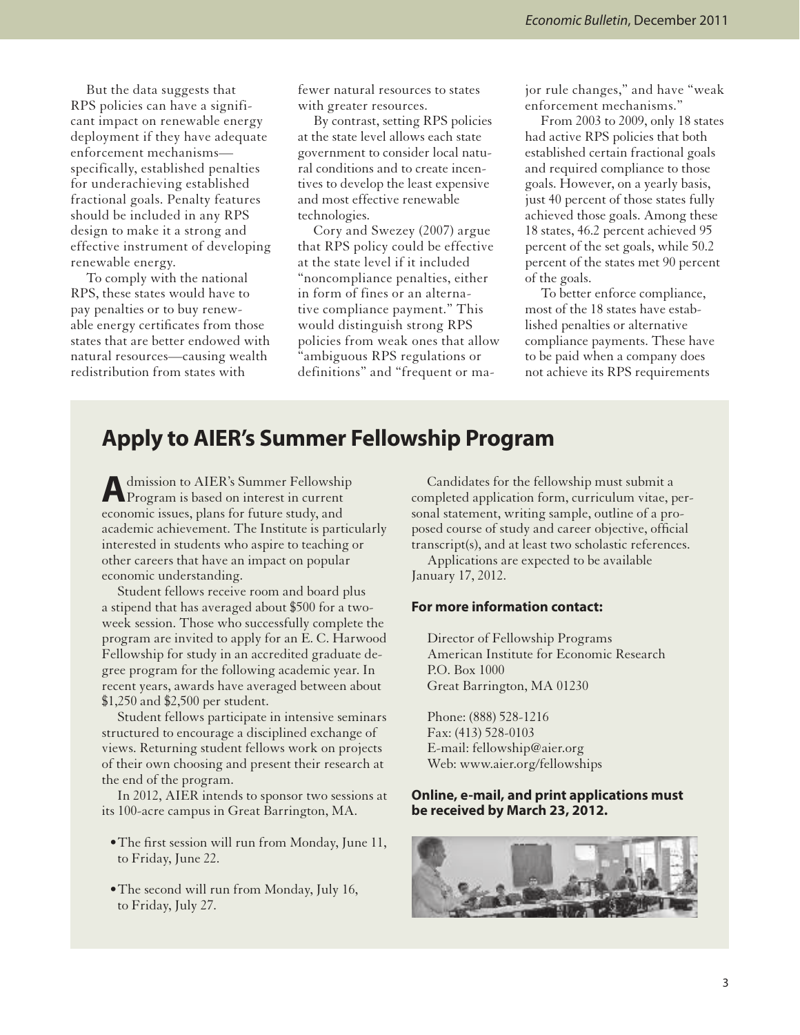But the data suggests that RPS policies can have a significant impact on renewable energy deployment if they have adequate enforcement mechanisms—specifically, established penalties for underachieving established fractional goals. Penalty features should be included in any RPS design to make it a strong and effective instrument of developing renewable energy.

To comply with the national RPS, these states would have to pay penalties or to buy renewable energy certificates from those states that are better endowed with natural resources—causing wealth redistribution from states with fewer natural resources to states with greater resources.

By contrast, setting RPS policies at the state level allows each state government to consider local natural conditions and to create incentives to develop the least expensive and most effective renewable technologies.

Cory and Swezey (2007) argue that RPS policy could be effective at the state level if it included "noncompliance penalties, either in form of fines or an alternative compliance payment." This would distinguish strong RPS policies from weak ones that allow "ambiguous RPS regulations or definitions" and "frequent or major rule changes," and have "weak enforcement mechanisms."

From 2003 to 2009, only 18 states had active RPS policies that both established certain fractional goals and required compliance to those goals. However, on a yearly basis, just 40 percent of those states fully achieved those goals. Among these 18 states, 46.2 percent achieved 95 percent of the set goals, while 50.2 percent of the states met 90 percent of the goals.

To better enforce compliance, most of the 18 states have established penalties or alternative compliance payments. These have to be paid when a company does not achieve its RPS requirements

## Apply to AIER's Summer Fellowship Program

Admission to AIER's Summer Fellowship Program is based on interest in current economic issues, plans for future study, and academic achievement. The Institute is particularly interested in students who aspire to teaching or other careers that have an impact on popular economic understanding.

Student fellows receive room and board plus a stipend that has averaged about $500 for a two-week session. Those who successfully complete the program are invited to apply for an E. C. Harwood Fellowship for study in an accredited graduate degree program for the following academic year. In recent years, awards have averaged between about $1,250 and $2,500 per student.

Student fellows participate in intensive seminars structured to encourage a disciplined exchange of views. Returning student fellows work on projects of their own choosing and present their research at the end of the program.

In 2012, AIER intends to sponsor two sessions at its 100-acre campus in Great Barrington, MA.

- The first session will run from Monday, June 11, to Friday, June 22.
- The second will run from Monday, July 16, to Friday, July 27.

Candidates for the fellowship must submit a completed application form, curriculum vitae, personal statement, writing sample, outline of a proposed course of study and career objective, official transcript(s), and at least two scholastic references.

Applications are expected to be available January 17, 2012.

**For more information contact:**

Director of Fellowship Programs
American Institute for Economic Research
P.O. Box 1000
Great Barrington, MA 01230

Phone: (888) 528-1216
Fax: (413) 528-0103
E-mail: fellowship@aier.org
Web: www.aier.org/fellowships

**Online, e-mail, and print applications must be received by March 23, 2012.**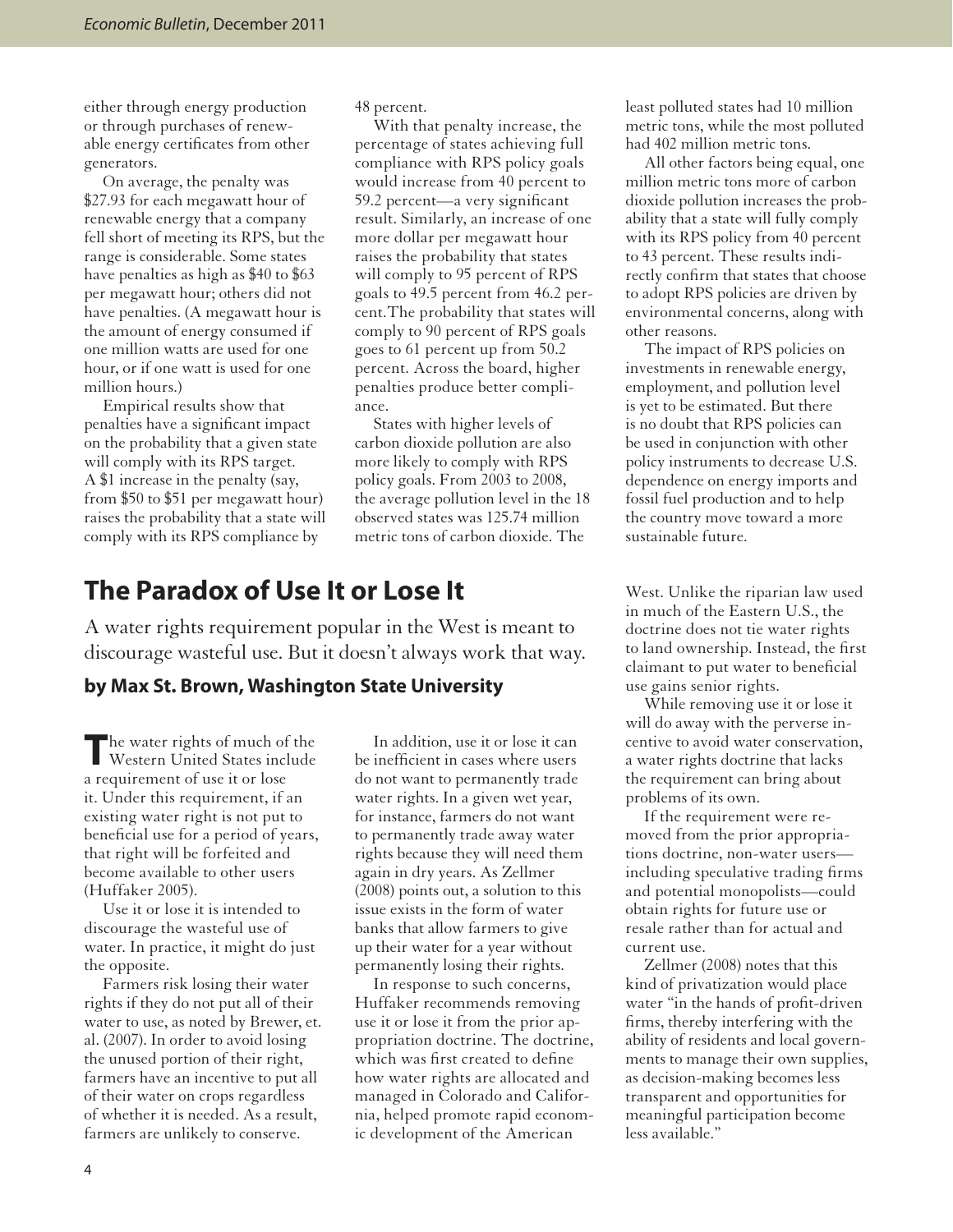either through energy production or through purchases of renewable energy certificates from other generators.

On average, the penalty was $27.93 for each megawatt hour of renewable energy that a company fell short of meeting its RPS, but the range is considerable. Some states have penalties as high as $40 to $63 per megawatt hour; others did not have penalties. (A megawatt hour is the amount of energy consumed if one million watts are used for one hour, or if one watt is used for one million hours.)

Empirical results show that penalties have a significant impact on the probability that a given state will comply with its RPS target. A $1 increase in the penalty (say, from $50 to $51 per megawatt hour) raises the probability that a state will comply with its RPS compliance by 48 percent.

With that penalty increase, the percentage of states achieving full compliance with RPS policy goals would increase from 40 percent to 59.2 percent—a very significant result. Similarly, an increase of one more dollar per megawatt hour raises the probability that states will comply to 95 percent of RPS goals to 49.5 percent from 46.2 percent.The probability that states will comply to 90 percent of RPS goals goes to 61 percent up from 50.2 percent. Across the board, higher penalties produce better compliance.

States with higher levels of carbon dioxide pollution are also more likely to comply with RPS policy goals. From 2003 to 2008, the average pollution level in the 18 observed states was 125.74 million metric tons of carbon dioxide. The least polluted states had 10 million metric tons, while the most polluted had 402 million metric tons.

All other factors being equal, one million metric tons more of carbon dioxide pollution increases the probability that a state will fully comply with its RPS policy from 40 percent to 43 percent. These results indirectly confirm that states that choose to adopt RPS policies are driven by environmental concerns, along with other reasons.

The impact of RPS policies on investments in renewable energy, employment, and pollution level is yet to be estimated. But there is no doubt that RPS policies can be used in conjunction with other policy instruments to decrease U.S. dependence on energy imports and fossil fuel production and to help the country move toward a more sustainable future.

# The Paradox of Use It or Lose It

A water rights requirement popular in the West is meant to discourage wasteful use. But it doesn't always work that way.

**by Max St. Brown, Washington State University**

The water rights of much of the Western United States include a requirement of use it or lose it. Under this requirement, if an existing water right is not put to beneficial use for a period of years, that right will be forfeited and become available to other users (Huffaker 2005).

Use it or lose it is intended to discourage the wasteful use of water. In practice, it might do just the opposite.

Farmers risk losing their water rights if they do not put all of their water to use, as noted by Brewer, et. al. (2007). In order to avoid losing the unused portion of their right, farmers have an incentive to put all of their water on crops regardless of whether it is needed. As a result, farmers are unlikely to conserve.

In addition, use it or lose it can be inefficient in cases where users do not want to permanently trade water rights. In a given wet year, for instance, farmers do not want to permanently trade away water rights because they will need them again in dry years. As Zellmer (2008) points out, a solution to this issue exists in the form of water banks that allow farmers to give up their water for a year without permanently losing their rights.

In response to such concerns, Huffaker recommends removing use it or lose it from the prior appropriation doctrine. The doctrine, which was first created to define how water rights are allocated and managed in Colorado and California, helped promote rapid economic development of the American West. Unlike the riparian law used in much of the Eastern U.S., the doctrine does not tie water rights to land ownership. Instead, the first claimant to put water to beneficial use gains senior rights.

While removing use it or lose it will do away with the perverse incentive to avoid water conservation, a water rights doctrine that lacks the requirement can bring about problems of its own.

If the requirement were removed from the prior appropriations doctrine, non-water users—including speculative trading firms and potential monopolists—could obtain rights for future use or resale rather than for actual and current use.

Zellmer (2008) notes that this kind of privatization would place water "in the hands of profit-driven firms, thereby interfering with the ability of residents and local governments to manage their own supplies, as decision-making becomes less transparent and opportunities for meaningful participation become less available."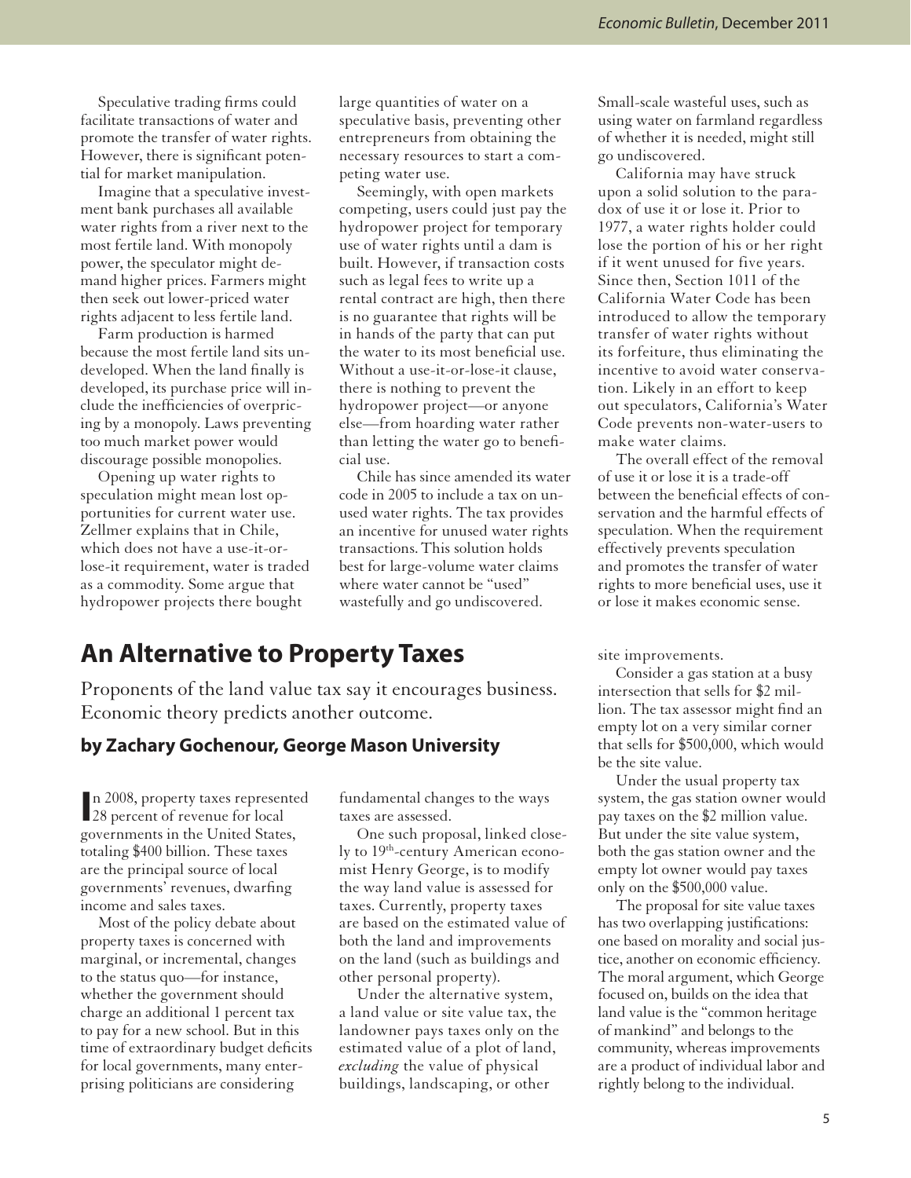Speculative trading firms could facilitate transactions of water and promote the transfer of water rights. However, there is significant potential for market manipulation.

Imagine that a speculative investment bank purchases all available water rights from a river next to the most fertile land. With monopoly power, the speculator might demand higher prices. Farmers might then seek out lower-priced water rights adjacent to less fertile land.

Farm production is harmed because the most fertile land sits undeveloped. When the land finally is developed, its purchase price will include the inefficiencies of overpricing by a monopoly. Laws preventing too much market power would discourage possible monopolies.

Opening up water rights to speculation might mean lost opportunities for current water use. Zellmer explains that in Chile, which does not have a use-it-or-lose-it requirement, water is traded as a commodity. Some argue that hydropower projects there bought large quantities of water on a speculative basis, preventing other entrepreneurs from obtaining the necessary resources to start a competing water use.

Seemingly, with open markets competing, users could just pay the hydropower project for temporary use of water rights until a dam is built. However, if transaction costs such as legal fees to write up a rental contract are high, then there is no guarantee that rights will be in hands of the party that can put the water to its most beneficial use. Without a use-it-or-lose-it clause, there is nothing to prevent the hydropower project—or anyone else—from hoarding water rather than letting the water go to beneficial use.

Chile has since amended its water code in 2005 to include a tax on unused water rights. The tax provides an incentive for unused water rights transactions. This solution holds best for large-volume water claims where water cannot be "used" wastefully and go undiscovered. Small-scale wasteful uses, such as using water on farmland regardless of whether it is needed, might still go undiscovered.

California may have struck upon a solid solution to the paradox of use it or lose it. Prior to 1977, a water rights holder could lose the portion of his or her right if it went unused for five years. Since then, Section 1011 of the California Water Code has been introduced to allow the temporary transfer of water rights without its forfeiture, thus eliminating the incentive to avoid water conservation. Likely in an effort to keep out speculators, California's Water Code prevents non-water-users to make water claims.

The overall effect of the removal of use it or lose it is a trade-off between the beneficial effects of conservation and the harmful effects of speculation. When the requirement effectively prevents speculation and promotes the transfer of water rights to more beneficial uses, use it or lose it makes economic sense.

# An Alternative to Property Taxes

Proponents of the land value tax say it encourages business. Economic theory predicts another outcome.

**by Zachary Gochenour, George Mason University**

In 2008, property taxes represented 28 percent of revenue for local governments in the United States, totaling $400 billion. These taxes are the principal source of local governments' revenues, dwarfing income and sales taxes.

Most of the policy debate about property taxes is concerned with marginal, or incremental, changes to the status quo—for instance, whether the government should charge an additional 1 percent tax to pay for a new school. But in this time of extraordinary budget deficits for local governments, many enterprising politicians are considering fundamental changes to the ways taxes are assessed.

One such proposal, linked closely to 19th-century American economist Henry George, is to modify the way land value is assessed for taxes. Currently, property taxes are based on the estimated value of both the land and improvements on the land (such as buildings and other personal property).

Under the alternative system, a land value or site value tax, the landowner pays taxes only on the estimated value of a plot of land, *excluding* the value of physical buildings, landscaping, or other site improvements.

Consider a gas station at a busy intersection that sells for $2 million. The tax assessor might find an empty lot on a very similar corner that sells for $500,000, which would be the site value.

Under the usual property tax system, the gas station owner would pay taxes on the $2 million value. But under the site value system, both the gas station owner and the empty lot owner would pay taxes only on the $500,000 value.

The proposal for site value taxes has two overlapping justifications: one based on morality and social justice, another on economic efficiency. The moral argument, which George focused on, builds on the idea that land value is the "common heritage of mankind" and belongs to the community, whereas improvements are a product of individual labor and rightly belong to the individual.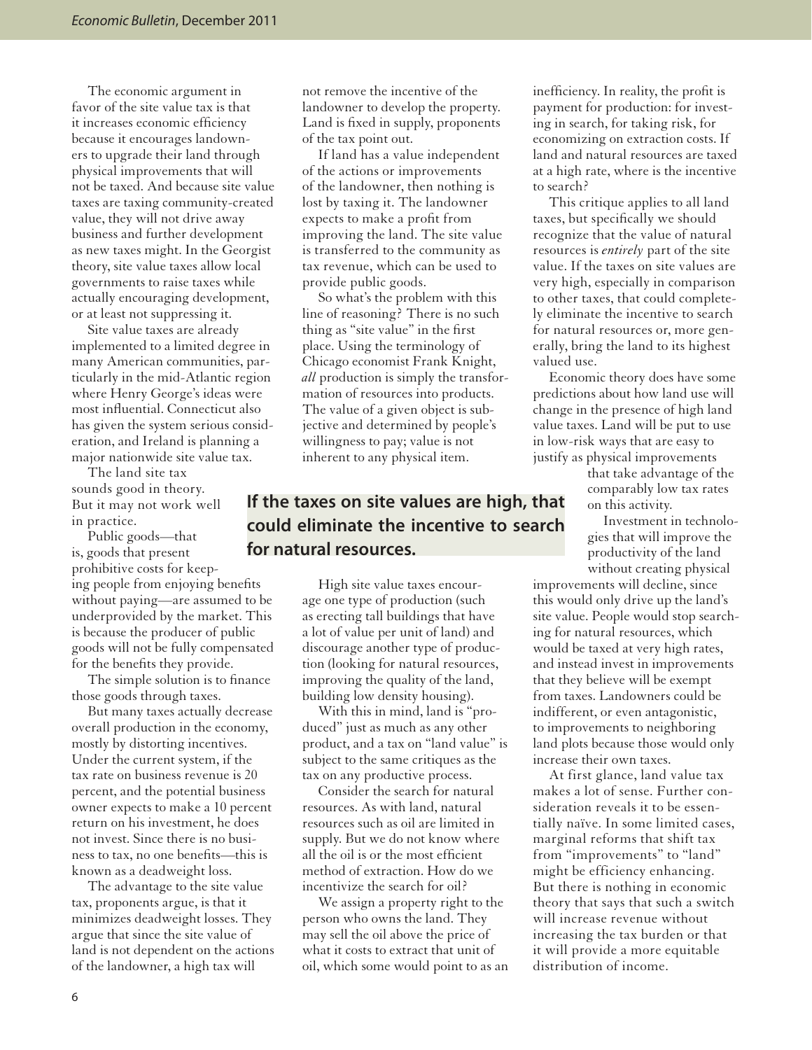The economic argument in favor of the site value tax is that it increases economic efficiency because it encourages landowners to upgrade their land through physical improvements that will not be taxed. And because site value taxes are taxing community-created value, they will not drive away business and further development as new taxes might. In the Georgist theory, site value taxes allow local governments to raise taxes while actually encouraging development, or at least not suppressing it.

Site value taxes are already implemented to a limited degree in many American communities, particularly in the mid-Atlantic region where Henry George's ideas were most influential. Connecticut also has given the system serious consideration, and Ireland is planning a major nationwide site value tax.

The land site tax sounds good in theory. But it may not work well in practice.

Public goods—that is, goods that present prohibitive costs for keeping people from enjoying benefits without paying—are assumed to be underprovided by the market. This is because the producer of public goods will not be fully compensated for the benefits they provide.

The simple solution is to finance those goods through taxes.

But many taxes actually decrease overall production in the economy, mostly by distorting incentives. Under the current system, if the tax rate on business revenue is 20 percent, and the potential business owner expects to make a 10 percent return on his investment, he does not invest. Since there is no business to tax, no one benefits—this is known as a deadweight loss.

The advantage to the site value tax, proponents argue, is that it minimizes deadweight losses. They argue that since the site value of land is not dependent on the actions of the landowner, a high tax will not remove the incentive of the landowner to develop the property. Land is fixed in supply, proponents of the tax point out.

If land has a value independent of the actions or improvements of the landowner, then nothing is lost by taxing it. The landowner expects to make a profit from improving the land. The site value is transferred to the community as tax revenue, which can be used to provide public goods.

So what's the problem with this line of reasoning? There is no such thing as "site value" in the first place. Using the terminology of Chicago economist Frank Knight, *all* production is simply the transformation of resources into products. The value of a given object is subjective and determined by people's willingness to pay; value is not inherent to any physical item.

**If the taxes on site values are high, that could eliminate the incentive to search for natural resources.**

High site value taxes encourage one type of production (such as erecting tall buildings that have a lot of value per unit of land) and discourage another type of production (looking for natural resources, improving the quality of the land, building low density housing).

With this in mind, land is "produced" just as much as any other product, and a tax on "land value" is subject to the same critiques as the tax on any productive process.

Consider the search for natural resources. As with land, natural resources such as oil are limited in supply. But we do not know where all the oil is or the most efficient method of extraction. How do we incentivize the search for oil?

We assign a property right to the person who owns the land. They may sell the oil above the price of what it costs to extract that unit of oil, which some would point to as an inefficiency. In reality, the profit is payment for production: for investing in search, for taking risk, for economizing on extraction costs. If land and natural resources are taxed at a high rate, where is the incentive to search?

This critique applies to all land taxes, but specifically we should recognize that the value of natural resources is *entirely* part of the site value. If the taxes on site values are very high, especially in comparison to other taxes, that could completely eliminate the incentive to search for natural resources or, more generally, bring the land to its highest valued use.

Economic theory does have some predictions about how land use will change in the presence of high land value taxes. Land will be put to use in low-risk ways that are easy to justify as physical improvements that take advantage of the comparably low tax rates on this activity.

Investment in technologies that will improve the productivity of the land without creating physical improvements will decline, since this would only drive up the land's site value. People would stop searching for natural resources, which would be taxed at very high rates, and instead invest in improvements that they believe will be exempt from taxes. Landowners could be indifferent, or even antagonistic, to improvements to neighboring land plots because those would only increase their own taxes.

At first glance, land value tax makes a lot of sense. Further consideration reveals it to be essentially naïve. In some limited cases, marginal reforms that shift tax from "improvements" to "land" might be efficiency enhancing. But there is nothing in economic theory that says that such a switch will increase revenue without increasing the tax burden or that it will provide a more equitable distribution of income.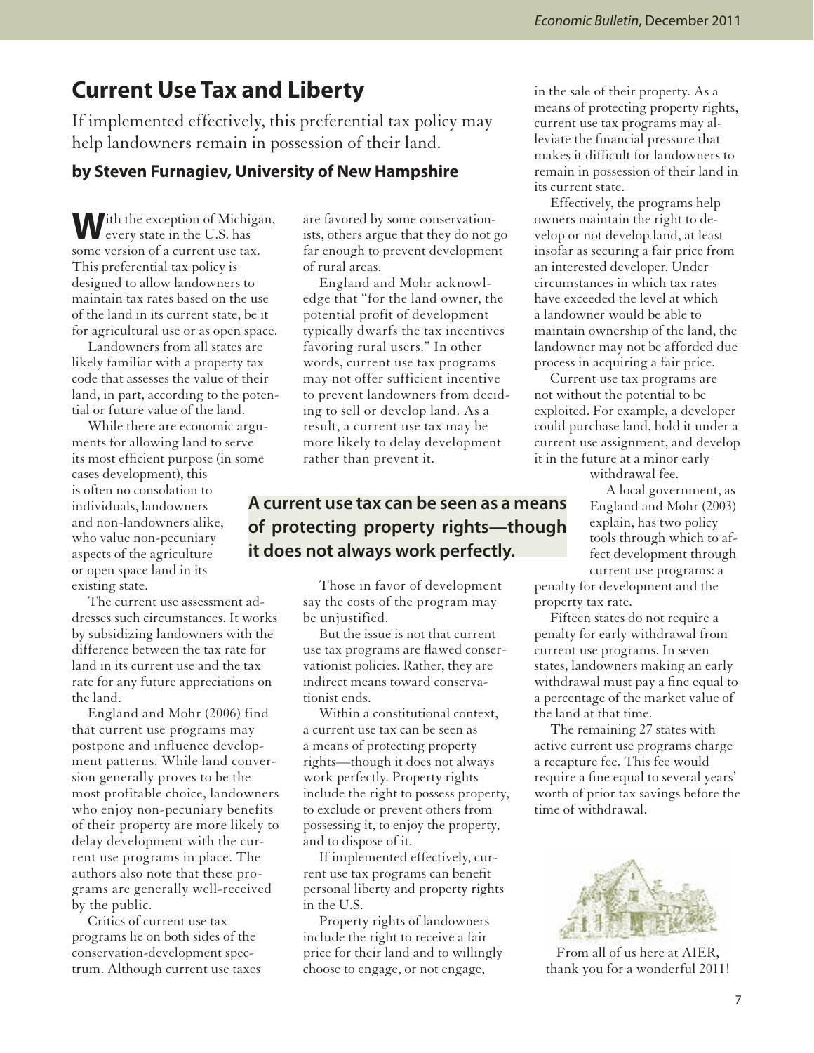# Current Use Tax and Liberty

If implemented effectively, this preferential tax policy may help landowners remain in possession of their land.

**by Steven Furnagiev, University of New Hampshire**

With the exception of Michigan, every state in the U.S. has some version of a current use tax. This preferential tax policy is designed to allow landowners to maintain tax rates based on the use of the land in its current state, be it for agricultural use or as open space.

Landowners from all states are likely familiar with a property tax code that assesses the value of their land, in part, according to the potential or future value of the land.

While there are economic arguments for allowing land to serve its most efficient purpose (in some cases development), this is often no consolation to individuals, landowners and non-landowners alike, who value non-pecuniary aspects of the agriculture or open space land in its existing state.

The current use assessment addresses such circumstances. It works by subsidizing landowners with the difference between the tax rate for land in its current use and the tax rate for any future appreciations on the land.

England and Mohr (2006) find that current use programs may postpone and influence development patterns. While land conversion generally proves to be the most profitable choice, landowners who enjoy non-pecuniary benefits of their property are more likely to delay development with the current use programs in place. The authors also note that these programs are generally well-received by the public.

Critics of current use tax programs lie on both sides of the conservation-development spectrum. Although current use taxes are favored by some conservationists, others argue that they do not go far enough to prevent development of rural areas.

England and Mohr acknowledge that "for the land owner, the potential profit of development typically dwarfs the tax incentives favoring rural users." In other words, current use tax programs may not offer sufficient incentive to prevent landowners from deciding to sell or develop land. As a result, a current use tax may be more likely to delay development rather than prevent it.

**A current use tax can be seen as a means of protecting property rights—though it does not always work perfectly.**

Those in favor of development say the costs of the program may be unjustified.

But the issue is not that current use tax programs are flawed conservationist policies. Rather, they are indirect means toward conservationist ends.

Within a constitutional context, a current use tax can be seen as a means of protecting property rights—though it does not always work perfectly. Property rights include the right to possess property, to exclude or prevent others from possessing it, to enjoy the property, and to dispose of it.

If implemented effectively, current use tax programs can benefit personal liberty and property rights in the U.S.

Property rights of landowners include the right to receive a fair price for their land and to willingly choose to engage, or not engage, in the sale of their property. As a means of protecting property rights, current use tax programs may alleviate the financial pressure that makes it difficult for landowners to remain in possession of their land in its current state.

Effectively, the programs help owners maintain the right to develop or not develop land, at least insofar as securing a fair price from an interested developer. Under circumstances in which tax rates have exceeded the level at which a landowner would be able to maintain ownership of the land, the landowner may not be afforded due process in acquiring a fair price.

Current use tax programs are not without the potential to be exploited. For example, a developer could purchase land, hold it under a current use assignment, and develop it in the future at a minor early withdrawal fee.

A local government, as England and Mohr (2003) explain, has two policy tools through which to affect development through current use programs: a penalty for development and the property tax rate.

Fifteen states do not require a penalty for early withdrawal from current use programs. In seven states, landowners making an early withdrawal must pay a fine equal to a percentage of the market value of the land at that time.

The remaining 27 states with active current use programs charge a recapture fee. This fee would require a fine equal to several years' worth of prior tax savings before the time of withdrawal.

From all of us here at AIER, thank you for a wonderful 2011!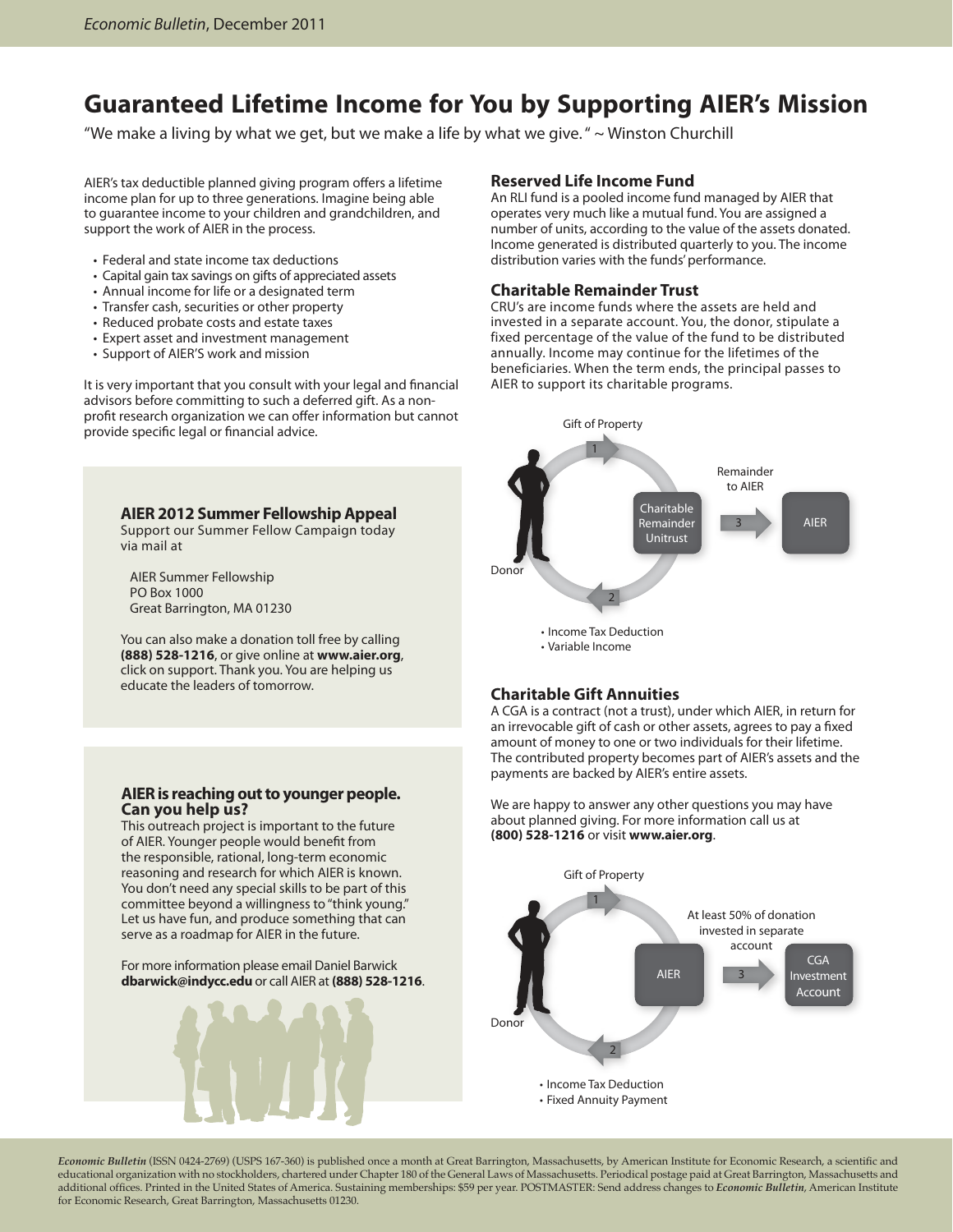# Guaranteed Lifetime Income for You by Supporting AIER's Mission

"We make a living by what we get, but we make a life by what we give. " ~ Winston Churchill

AIER's tax deductible planned giving program offers a lifetime income plan for up to three generations. Imagine being able to guarantee income to your children and grandchildren, and support the work of AIER in the process.

- Federal and state income tax deductions
- Capital gain tax savings on gifts of appreciated assets
- Annual income for life or a designated term
- Transfer cash, securities or other property
- Reduced probate costs and estate taxes
- Expert asset and investment management
- Support of AIER'S work and mission

It is very important that you consult with your legal and financial advisors before committing to such a deferred gift. As a non-profit research organization we can offer information but cannot provide specific legal or financial advice.

### AIER 2012 Summer Fellowship Appeal

Support our Summer Fellow Campaign today via mail at

AIER Summer Fellowship
PO Box 1000
Great Barrington, MA 01230

You can also make a donation toll free by calling **(888) 528-1216**, or give online at **www.aier.org**, click on support. Thank you. You are helping us educate the leaders of tomorrow.

### AIER is reaching out to younger people. Can you help us?

This outreach project is important to the future of AIER. Younger people would benefit from the responsible, rational, long-term economic reasoning and research for which AIER is known. You don't need any special skills to be part of this committee beyond a willingness to "think young." Let us have fun, and produce something that can serve as a roadmap for AIER in the future.

For more information please email Daniel Barwick **dbarwick@indycc.edu** or call AIER at **(888) 528-1216**.

## Reserved Life Income Fund

An RLI fund is a pooled income fund managed by AIER that operates very much like a mutual fund. You are assigned a number of units, according to the value of the assets donated. Income generated is distributed quarterly to you. The income distribution varies with the funds' performance.

## Charitable Remainder Trust

CRU's are income funds where the assets are held and invested in a separate account. You, the donor, stipulate a fixed percentage of the value of the fund to be distributed annually. Income may continue for the lifetimes of the beneficiaries. When the term ends, the principal passes to AIER to support its charitable programs.

Gift of Property
1
Donor
Charitable Remainder Unitrust
2
Remainder to AIER
3
AIER

- Income Tax Deduction
- Variable Income

## Charitable Gift Annuities

A CGA is a contract (not a trust), under which AIER, in return for an irrevocable gift of cash or other assets, agrees to pay a fixed amount of money to one or two individuals for their lifetime. The contributed property becomes part of AIER's assets and the payments are backed by AIER's entire assets.

We are happy to answer any other questions you may have about planned giving. For more information call us at **(800) 528-1216** or visit **www.aier.org**.

Gift of Property
1
Donor
AIER
2
At least 50% of donation invested in separate account
3
CGA Investment Account

- Income Tax Deduction
- Fixed Annuity Payment

*Economic Bulletin* (ISSN 0424-2769) (USPS 167-360) is published once a month at Great Barrington, Massachusetts, by American Institute for Economic Research, a scientific and educational organization with no stockholders, chartered under Chapter 180 of the General Laws of Massachusetts. Periodical postage paid at Great Barrington, Massachusetts and additional offices. Printed in the United States of America. Sustaining memberships: $59 per year. POSTMASTER: Send address changes to ***Economic Bulletin***, American Institute for Economic Research, Great Barrington, Massachusetts 01230.